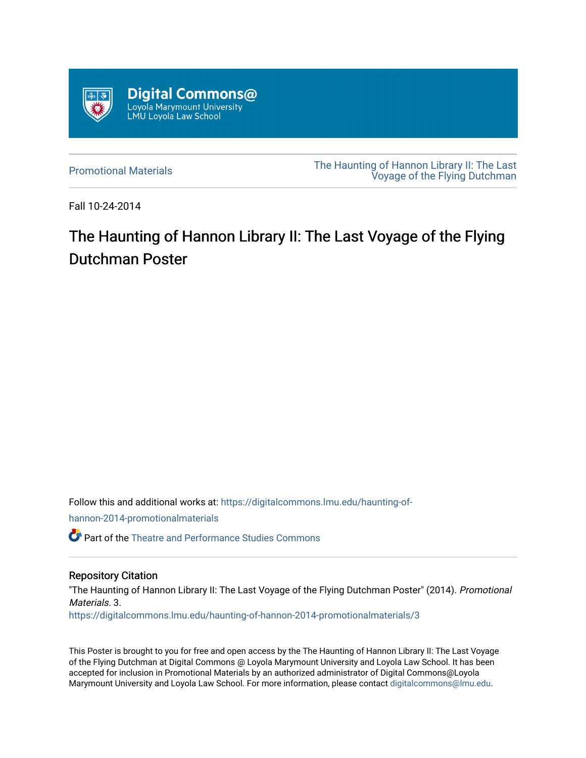Digital Commons@
Loyola Marymount University
LMU Loyola Law School

Promotional Materials

The Haunting of Hannon Library II: The Last Voyage of the Flying Dutchman

Fall 10-24-2014

# The Haunting of Hannon Library II: The Last Voyage of the Flying Dutchman Poster

Follow this and additional works at: https://digitalcommons.lmu.edu/haunting-of-hannon-2014-promotionalmaterials

Part of the Theatre and Performance Studies Commons

## Repository Citation

"The Haunting of Hannon Library II: The Last Voyage of the Flying Dutchman Poster" (2014). *Promotional Materials*. 3.
https://digitalcommons.lmu.edu/haunting-of-hannon-2014-promotionalmaterials/3

This Poster is brought to you for free and open access by the The Haunting of Hannon Library II: The Last Voyage of the Flying Dutchman at Digital Commons @ Loyola Marymount University and Loyola Law School. It has been accepted for inclusion in Promotional Materials by an authorized administrator of Digital Commons@Loyola Marymount University and Loyola Law School. For more information, please contact digitalcommons@lmu.edu.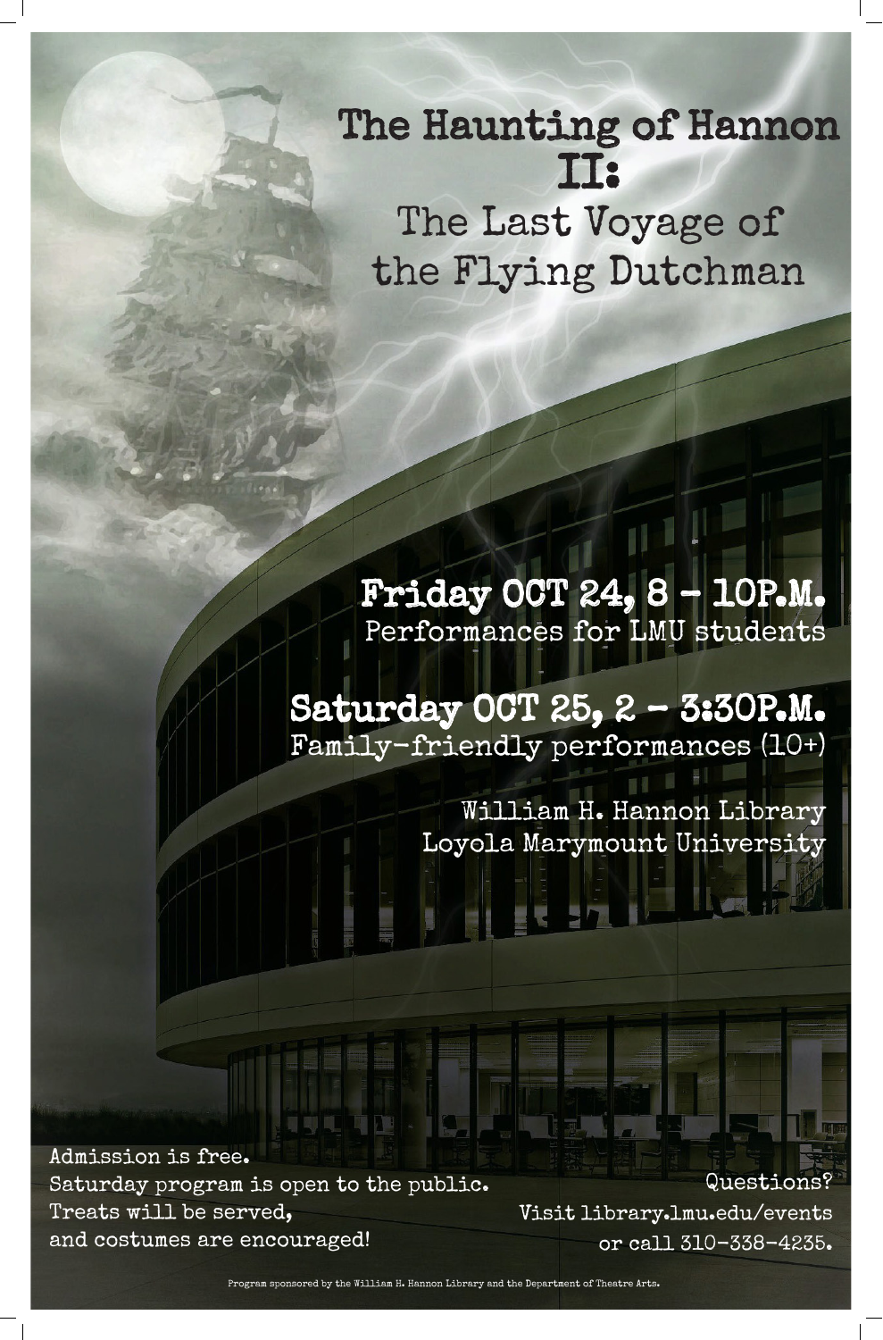# The Haunting of Hannon II:

## The Last Voyage of the Flying Dutchman

**Friday OCT 24, 8 - 10P.M.**
Performances for LMU students

**Saturday OCT 25, 2 - 3:30P.M.**
Family-friendly performances (10+)

William H. Hannon Library
Loyola Marymount University

Admission is free.
Saturday program is open to the public.
Treats will be served,
and costumes are encouraged!

Questions?
Visit library.lmu.edu/events
or call 310-338-4235.

Program sponsored by the William H. Hannon Library and the Department of Theatre Arts.